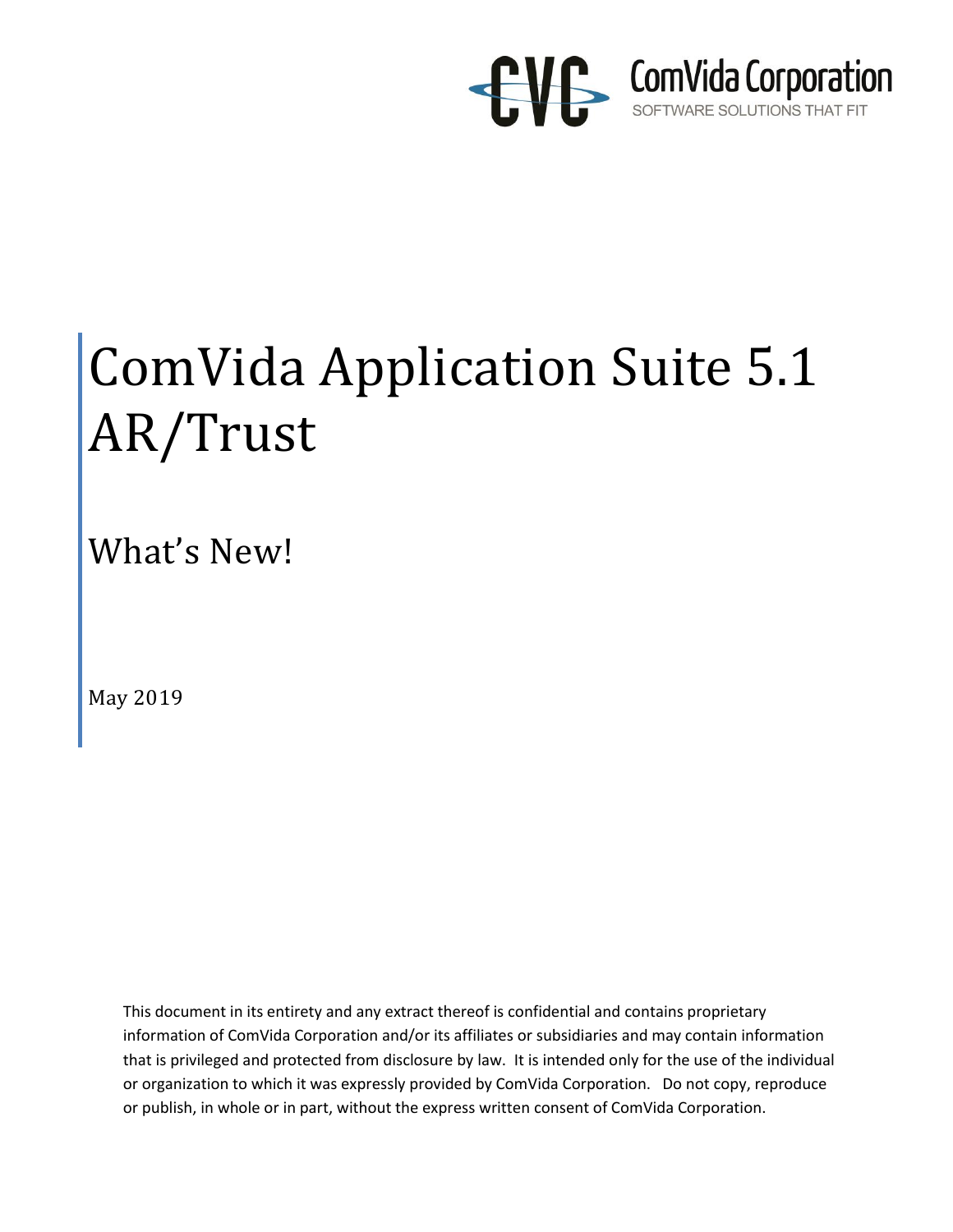CVC ComVida Corporation
SOFTWARE SOLUTIONS THAT FIT

# ComVida Application Suite 5.1 AR/Trust

## What's New!

May 2019

This document in its entirety and any extract thereof is confidential and contains proprietary information of ComVida Corporation and/or its affiliates or subsidiaries and may contain information that is privileged and protected from disclosure by law. It is intended only for the use of the individual or organization to which it was expressly provided by ComVida Corporation. Do not copy, reproduce or publish, in whole or in part, without the express written consent of ComVida Corporation.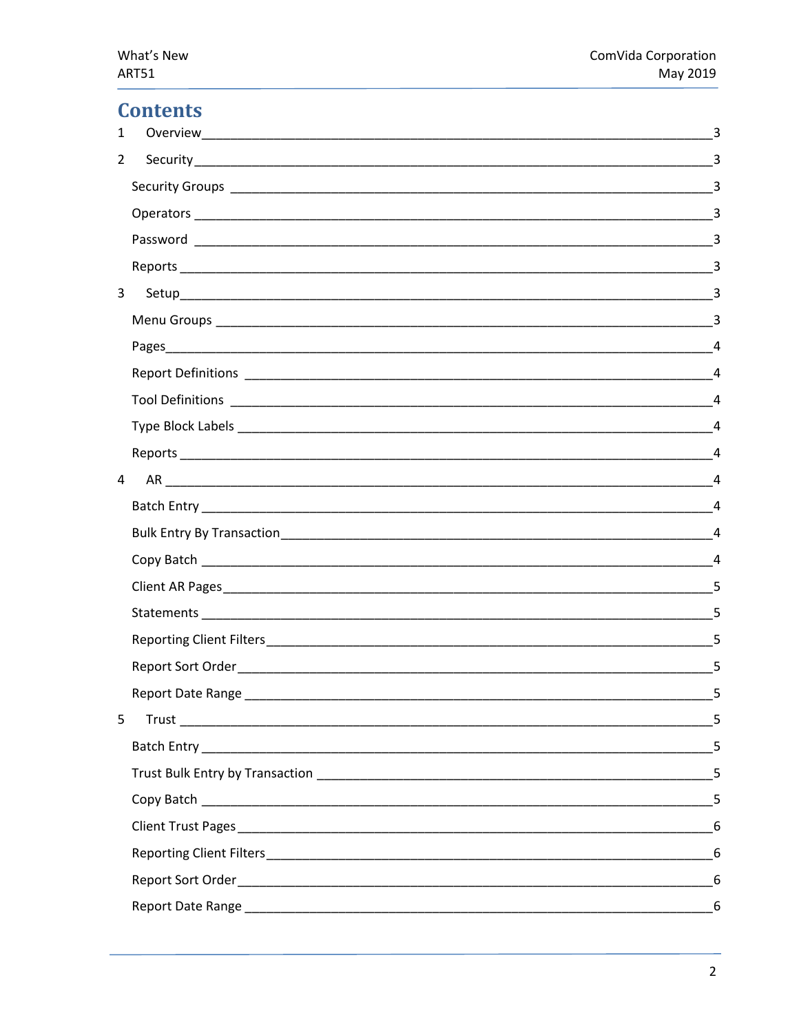# Contents

1 Overview ..... 3

2 Security ..... 3

- Security Groups ..... 3
- Operators ..... 3
- Password ..... 3
- Reports ..... 3

3 Setup ..... 3

- Menu Groups ..... 3
- Pages ..... 4
- Report Definitions ..... 4
- Tool Definitions ..... 4
- Type Block Labels ..... 4
- Reports ..... 4

4 AR ..... 4

- Batch Entry ..... 4
- Bulk Entry By Transaction ..... 4
- Copy Batch ..... 4
- Client AR Pages ..... 5
- Statements ..... 5
- Reporting Client Filters ..... 5
- Report Sort Order ..... 5
- Report Date Range ..... 5

5 Trust ..... 5

- Batch Entry ..... 5
- Trust Bulk Entry by Transaction ..... 5
- Copy Batch ..... 5
- Client Trust Pages ..... 6
- Reporting Client Filters ..... 6
- Report Sort Order ..... 6
- Report Date Range ..... 6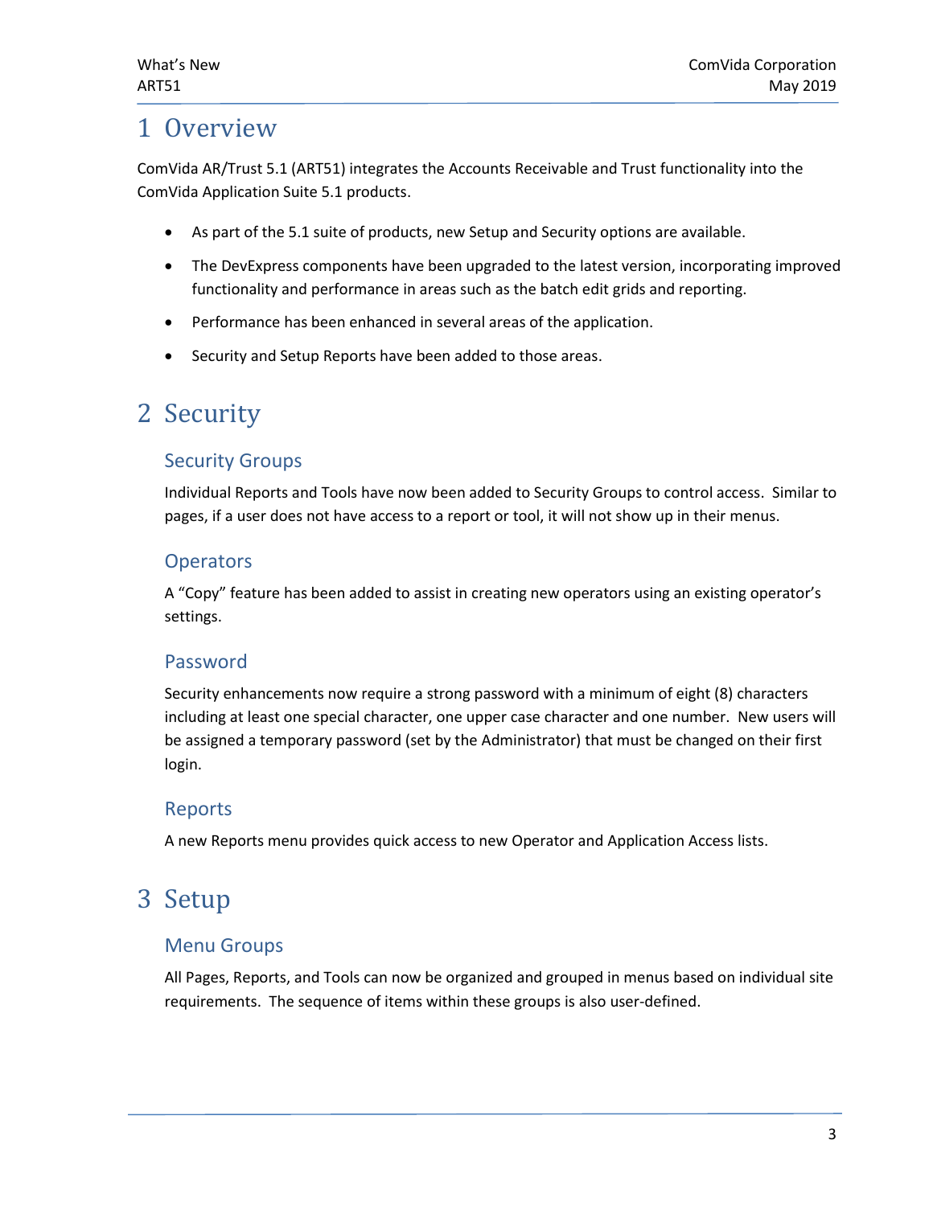# 1 Overview

ComVida AR/Trust 5.1 (ART51) integrates the Accounts Receivable and Trust functionality into the ComVida Application Suite 5.1 products.

- As part of the 5.1 suite of products, new Setup and Security options are available.
- The DevExpress components have been upgraded to the latest version, incorporating improved functionality and performance in areas such as the batch edit grids and reporting.
- Performance has been enhanced in several areas of the application.
- Security and Setup Reports have been added to those areas.

# 2 Security

## Security Groups

Individual Reports and Tools have now been added to Security Groups to control access. Similar to pages, if a user does not have access to a report or tool, it will not show up in their menus.

## Operators

A "Copy" feature has been added to assist in creating new operators using an existing operator's settings.

## Password

Security enhancements now require a strong password with a minimum of eight (8) characters including at least one special character, one upper case character and one number. New users will be assigned a temporary password (set by the Administrator) that must be changed on their first login.

## Reports

A new Reports menu provides quick access to new Operator and Application Access lists.

# 3 Setup

## Menu Groups

All Pages, Reports, and Tools can now be organized and grouped in menus based on individual site requirements. The sequence of items within these groups is also user-defined.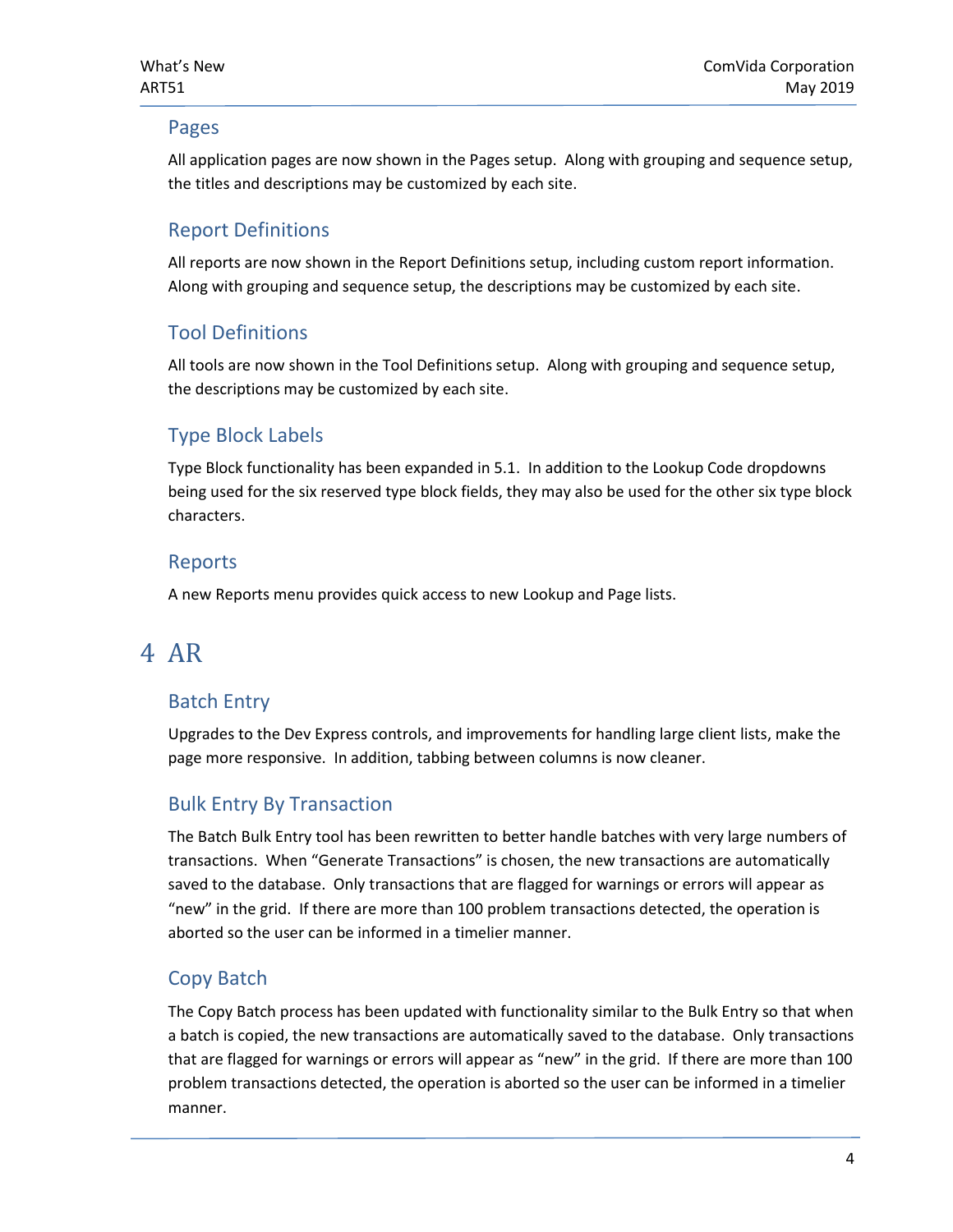### Pages

All application pages are now shown in the Pages setup. Along with grouping and sequence setup, the titles and descriptions may be customized by each site.

### Report Definitions

All reports are now shown in the Report Definitions setup, including custom report information. Along with grouping and sequence setup, the descriptions may be customized by each site.

### Tool Definitions

All tools are now shown in the Tool Definitions setup. Along with grouping and sequence setup, the descriptions may be customized by each site.

### Type Block Labels

Type Block functionality has been expanded in 5.1. In addition to the Lookup Code dropdowns being used for the six reserved type block fields, they may also be used for the other six type block characters.

### Reports

A new Reports menu provides quick access to new Lookup and Page lists.

# 4 AR

### Batch Entry

Upgrades to the Dev Express controls, and improvements for handling large client lists, make the page more responsive. In addition, tabbing between columns is now cleaner.

### Bulk Entry By Transaction

The Batch Bulk Entry tool has been rewritten to better handle batches with very large numbers of transactions. When "Generate Transactions" is chosen, the new transactions are automatically saved to the database. Only transactions that are flagged for warnings or errors will appear as "new" in the grid. If there are more than 100 problem transactions detected, the operation is aborted so the user can be informed in a timelier manner.

### Copy Batch

The Copy Batch process has been updated with functionality similar to the Bulk Entry so that when a batch is copied, the new transactions are automatically saved to the database. Only transactions that are flagged for warnings or errors will appear as "new" in the grid. If there are more than 100 problem transactions detected, the operation is aborted so the user can be informed in a timelier manner.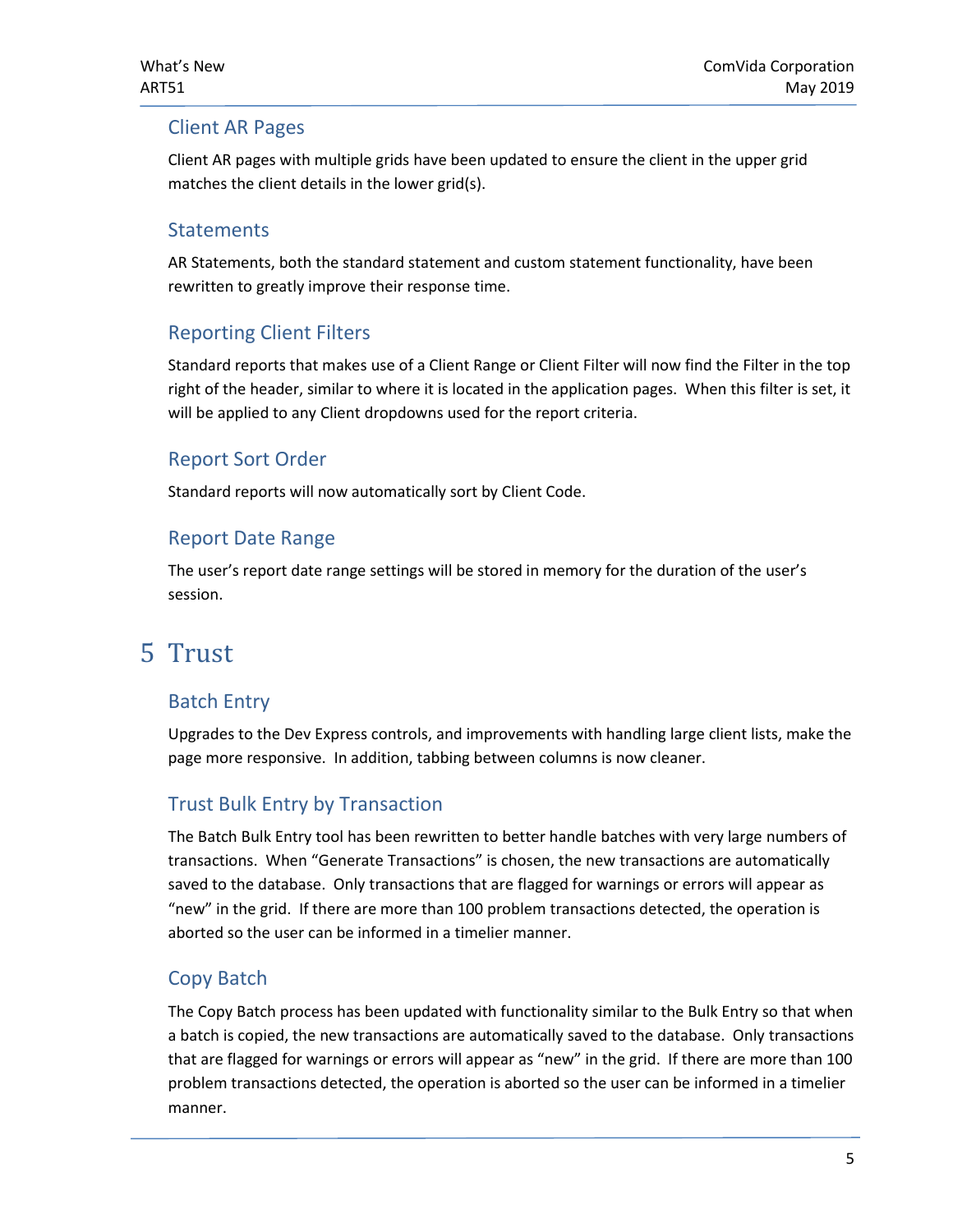## Client AR Pages

Client AR pages with multiple grids have been updated to ensure the client in the upper grid matches the client details in the lower grid(s).

## Statements

AR Statements, both the standard statement and custom statement functionality, have been rewritten to greatly improve their response time.

## Reporting Client Filters

Standard reports that makes use of a Client Range or Client Filter will now find the Filter in the top right of the header, similar to where it is located in the application pages. When this filter is set, it will be applied to any Client dropdowns used for the report criteria.

## Report Sort Order

Standard reports will now automatically sort by Client Code.

## Report Date Range

The user's report date range settings will be stored in memory for the duration of the user's session.

# 5 Trust

## Batch Entry

Upgrades to the Dev Express controls, and improvements with handling large client lists, make the page more responsive. In addition, tabbing between columns is now cleaner.

## Trust Bulk Entry by Transaction

The Batch Bulk Entry tool has been rewritten to better handle batches with very large numbers of transactions. When "Generate Transactions" is chosen, the new transactions are automatically saved to the database. Only transactions that are flagged for warnings or errors will appear as "new" in the grid. If there are more than 100 problem transactions detected, the operation is aborted so the user can be informed in a timelier manner.

## Copy Batch

The Copy Batch process has been updated with functionality similar to the Bulk Entry so that when a batch is copied, the new transactions are automatically saved to the database. Only transactions that are flagged for warnings or errors will appear as "new" in the grid. If there are more than 100 problem transactions detected, the operation is aborted so the user can be informed in a timelier manner.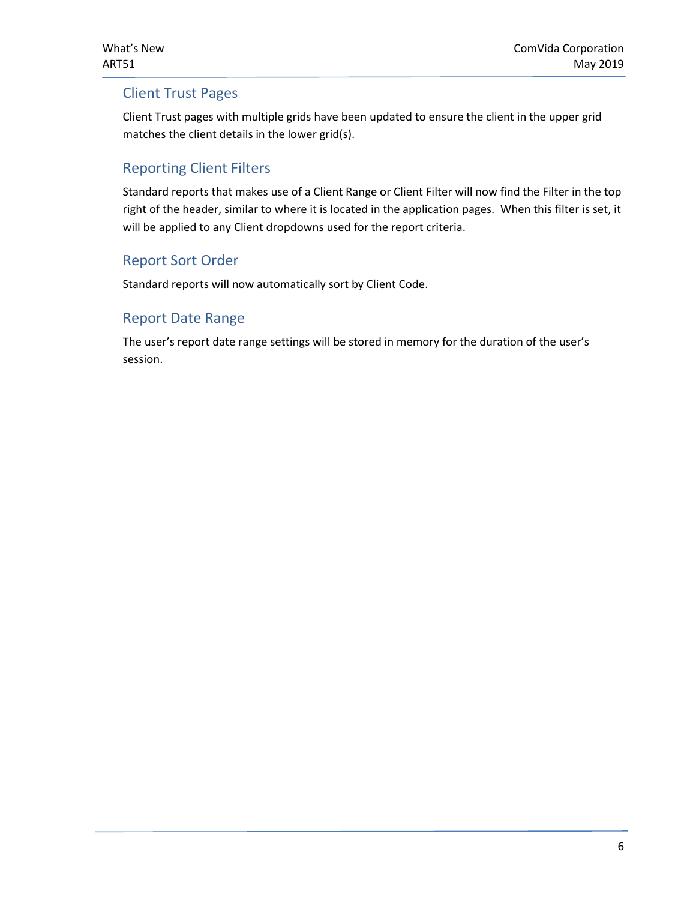## Client Trust Pages

Client Trust pages with multiple grids have been updated to ensure the client in the upper grid matches the client details in the lower grid(s).

## Reporting Client Filters

Standard reports that makes use of a Client Range or Client Filter will now find the Filter in the top right of the header, similar to where it is located in the application pages. When this filter is set, it will be applied to any Client dropdowns used for the report criteria.

## Report Sort Order

Standard reports will now automatically sort by Client Code.

## Report Date Range

The user's report date range settings will be stored in memory for the duration of the user's session.